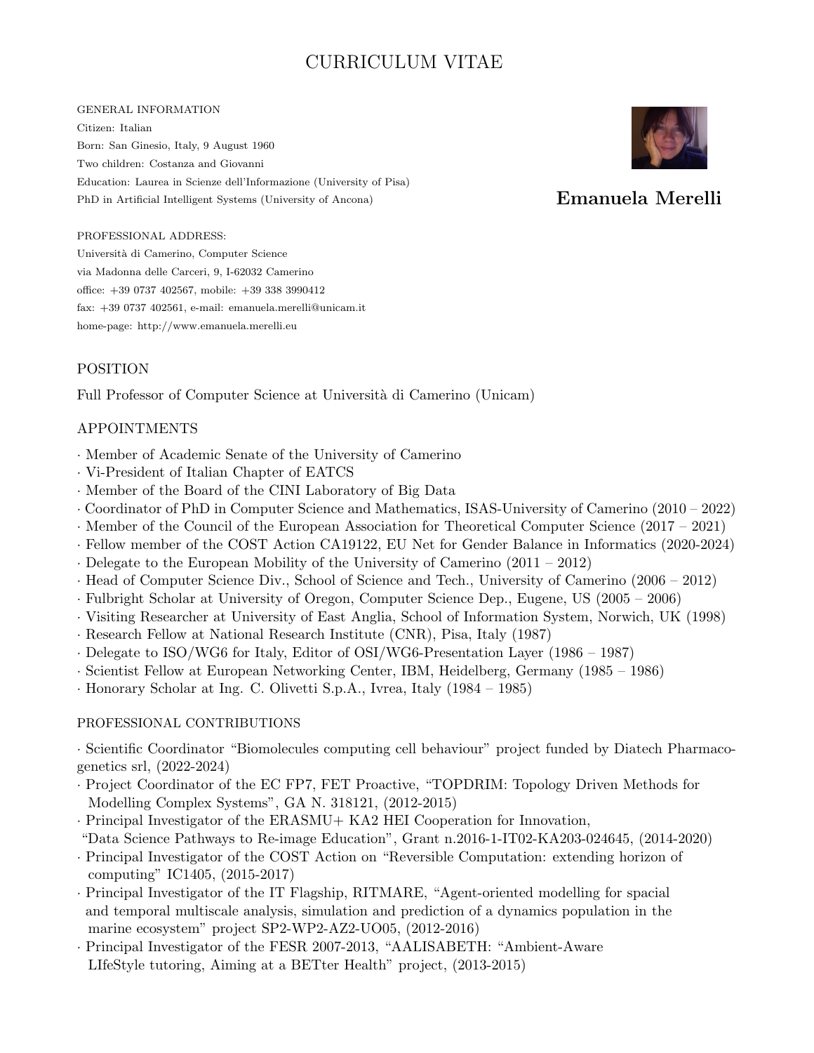# CURRICULUM VITAE

**Emanuela Merelli**

GENERAL INFORMATION

Citizen: Italian
Born: San Ginesio, Italy, 9 August 1960
Two children: Costanza and Giovanni
Education: Laurea in Scienze dell'Informazione (University of Pisa)
PhD in Artificial Intelligent Systems (University of Ancona)

PROFESSIONAL ADDRESS:

Università di Camerino, Computer Science
via Madonna delle Carceri, 9, I-62032 Camerino
office: +39 0737 402567, mobile: +39 338 3990412
fax: +39 0737 402561, e-mail: emanuela.merelli@unicam.it
home-page: http://www.emanuela.merelli.eu

## POSITION

Full Professor of Computer Science at Università di Camerino (Unicam)

## APPOINTMENTS

· Member of Academic Senate of the University of Camerino
· Vi-President of Italian Chapter of EATCS
· Member of the Board of the CINI Laboratory of Big Data
· Coordinator of PhD in Computer Science and Mathematics, ISAS-University of Camerino (2010 – 2022)
· Member of the Council of the European Association for Theoretical Computer Science (2017 – 2021)
· Fellow member of the COST Action CA19122, EU Net for Gender Balance in Informatics (2020-2024)
· Delegate to the European Mobility of the University of Camerino (2011 – 2012)
· Head of Computer Science Div., School of Science and Tech., University of Camerino (2006 – 2012)
· Fulbright Scholar at University of Oregon, Computer Science Dep., Eugene, US (2005 – 2006)
· Visiting Researcher at University of East Anglia, School of Information System, Norwich, UK (1998)
· Research Fellow at National Research Institute (CNR), Pisa, Italy (1987)
· Delegate to ISO/WG6 for Italy, Editor of OSI/WG6-Presentation Layer (1986 – 1987)
· Scientist Fellow at European Networking Center, IBM, Heidelberg, Germany (1985 – 1986)
· Honorary Scholar at Ing. C. Olivetti S.p.A., Ivrea, Italy (1984 – 1985)

## PROFESSIONAL CONTRIBUTIONS

· Scientific Coordinator "Biomolecules computing cell behaviour" project funded by Diatech Pharmacogenetics srl, (2022-2024)
· Project Coordinator of the EC FP7, FET Proactive, "TOPDRIM: Topology Driven Methods for Modelling Complex Systems", GA N. 318121, (2012-2015)
· Principal Investigator of the ERASMU+ KA2 HEI Cooperation for Innovation, "Data Science Pathways to Re-image Education", Grant n.2016-1-IT02-KA203-024645, (2014-2020)
· Principal Investigator of the COST Action on "Reversible Computation: extending horizon of computing" IC1405, (2015-2017)
· Principal Investigator of the IT Flagship, RITMARE, "Agent-oriented modelling for spacial and temporal multiscale analysis, simulation and prediction of a dynamics population in the marine ecosystem" project SP2-WP2-AZ2-UO05, (2012-2016)
· Principal Investigator of the FESR 2007-2013, "AALISABETH: "Ambient-Aware LIfeStyle tutoring, Aiming at a BETter Health" project, (2013-2015)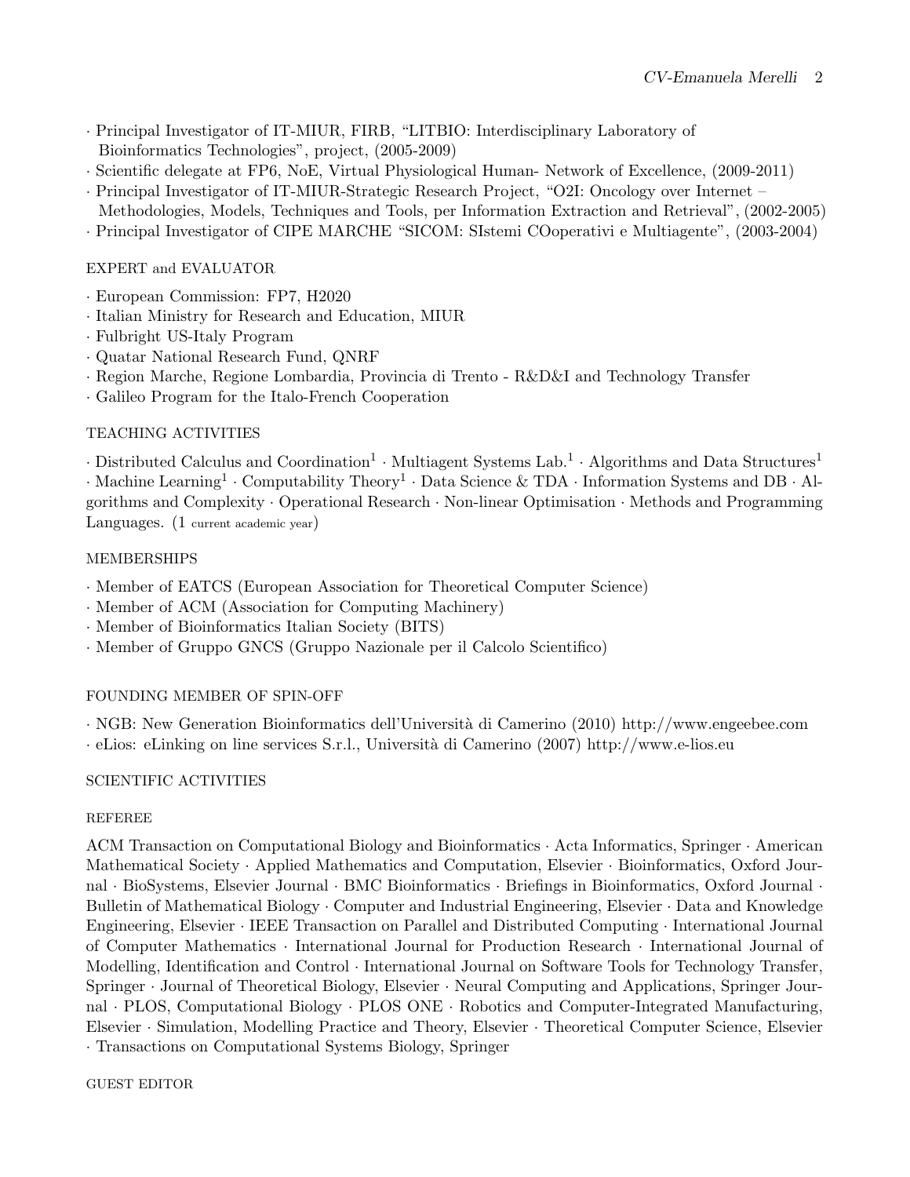· Principal Investigator of IT-MIUR, FIRB, "LITBIO: Interdisciplinary Laboratory of Bioinformatics Technologies", project, (2005-2009)
· Scientific delegate at FP6, NoE, Virtual Physiological Human- Network of Excellence, (2009-2011)
· Principal Investigator of IT-MIUR-Strategic Research Project, "O2I: Oncology over Internet – Methodologies, Models, Techniques and Tools, per Information Extraction and Retrieval", (2002-2005)
· Principal Investigator of CIPE MARCHE "SICOM: SIstemi COoperativi e Multiagente", (2003-2004)

## EXPERT and EVALUATOR

· European Commission: FP7, H2020
· Italian Ministry for Research and Education, MIUR
· Fulbright US-Italy Program
· Quatar National Research Fund, QNRF
· Region Marche, Regione Lombardia, Provincia di Trento - R&D&I and Technology Transfer
· Galileo Program for the Italo-French Cooperation

## TEACHING ACTIVITIES

· Distributed Calculus and Coordination[1] · Multiagent Systems Lab.[1] · Algorithms and Data Structures[1] · Machine Learning[1] · Computability Theory[1] · Data Science & TDA · Information Systems and DB · Algorithms and Complexity · Operational Research · Non-linear Optimisation · Methods and Programming Languages. (1 current academic year)

## MEMBERSHIPS

· Member of EATCS (European Association for Theoretical Computer Science)
· Member of ACM (Association for Computing Machinery)
· Member of Bioinformatics Italian Society (BITS)
· Member of Gruppo GNCS (Gruppo Nazionale per il Calcolo Scientifico)

## FOUNDING MEMBER OF SPIN-OFF

· NGB: New Generation Bioinformatics dell'Università di Camerino (2010) http://www.engeebee.com
· eLios: eLinking on line services S.r.l., Università di Camerino (2007) http://www.e-lios.eu

## SCIENTIFIC ACTIVITIES

### REFEREE

ACM Transaction on Computational Biology and Bioinformatics · Acta Informatics, Springer · American Mathematical Society · Applied Mathematics and Computation, Elsevier · Bioinformatics, Oxford Journal · BioSystems, Elsevier Journal · BMC Bioinformatics · Briefings in Bioinformatics, Oxford Journal · Bulletin of Mathematical Biology · Computer and Industrial Engineering, Elsevier · Data and Knowledge Engineering, Elsevier · IEEE Transaction on Parallel and Distributed Computing · International Journal of Computer Mathematics · International Journal for Production Research · International Journal of Modelling, Identification and Control · International Journal on Software Tools for Technology Transfer, Springer · Journal of Theoretical Biology, Elsevier · Neural Computing and Applications, Springer Journal · PLOS, Computational Biology · PLOS ONE · Robotics and Computer-Integrated Manufacturing, Elsevier · Simulation, Modelling Practice and Theory, Elsevier · Theoretical Computer Science, Elsevier · Transactions on Computational Systems Biology, Springer

### GUEST EDITOR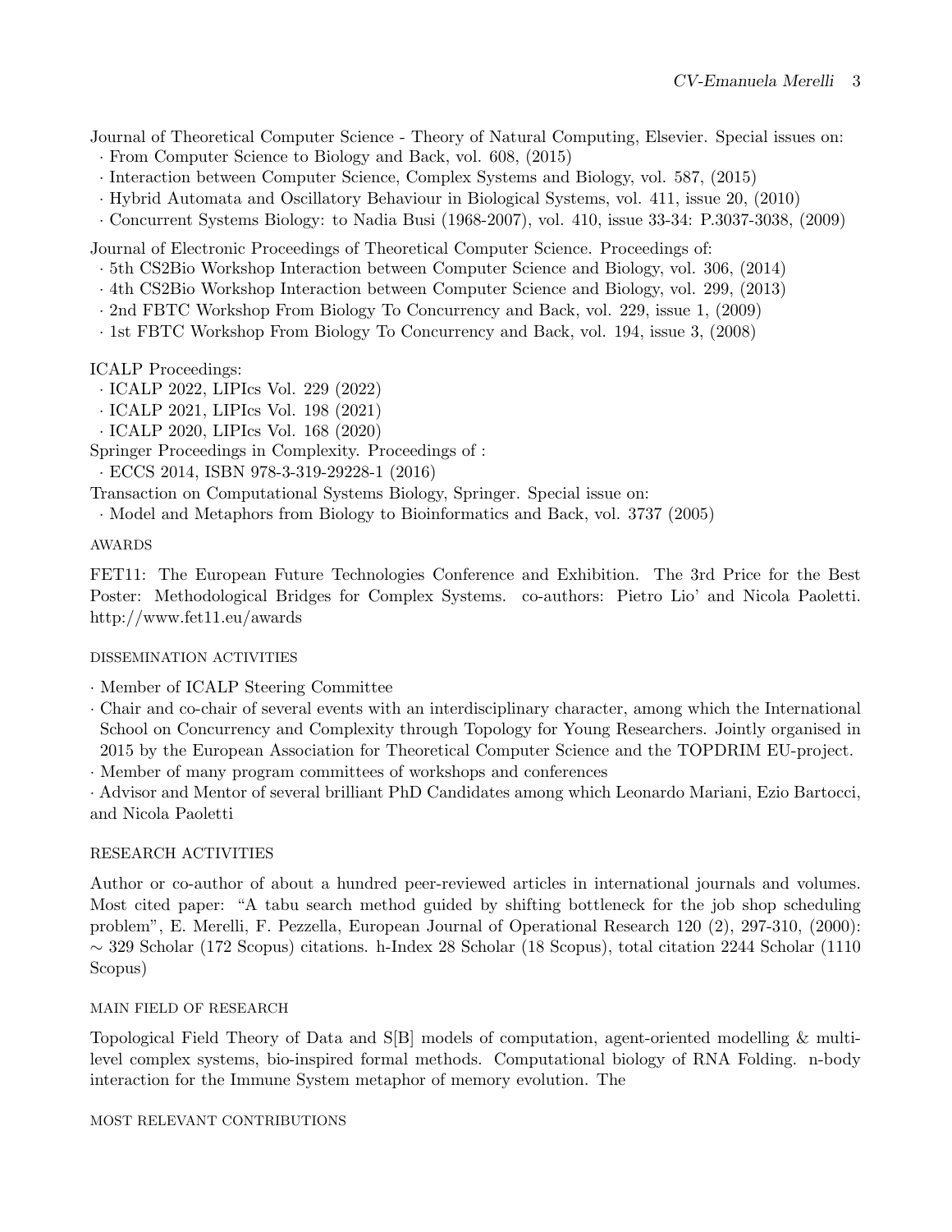Journal of Theoretical Computer Science - Theory of Natural Computing, Elsevier. Special issues on:

- From Computer Science to Biology and Back, vol. 608, (2015)
- Interaction between Computer Science, Complex Systems and Biology, vol. 587, (2015)
- Hybrid Automata and Oscillatory Behaviour in Biological Systems, vol. 411, issue 20, (2010)
- Concurrent Systems Biology: to Nadia Busi (1968-2007), vol. 410, issue 33-34: P.3037-3038, (2009)

Journal of Electronic Proceedings of Theoretical Computer Science. Proceedings of:

- 5th CS2Bio Workshop Interaction between Computer Science and Biology, vol. 306, (2014)
- 4th CS2Bio Workshop Interaction between Computer Science and Biology, vol. 299, (2013)
- 2nd FBTC Workshop From Biology To Concurrency and Back, vol. 229, issue 1, (2009)
- 1st FBTC Workshop From Biology To Concurrency and Back, vol. 194, issue 3, (2008)

ICALP Proceedings:

- ICALP 2022, LIPIcs Vol. 229 (2022)
- ICALP 2021, LIPIcs Vol. 198 (2021)
- ICALP 2020, LIPIcs Vol. 168 (2020)

Springer Proceedings in Complexity. Proceedings of :

- ECCS 2014, ISBN 978-3-319-29228-1 (2016)

Transaction on Computational Systems Biology, Springer. Special issue on:

- Model and Metaphors from Biology to Bioinformatics and Back, vol. 3737 (2005)

## AWARDS

FET11: The European Future Technologies Conference and Exhibition. The 3rd Price for the Best Poster: Methodological Bridges for Complex Systems. co-authors: Pietro Lio' and Nicola Paoletti. http://www.fet11.eu/awards

## DISSEMINATION ACTIVITIES

- Member of ICALP Steering Committee
- Chair and co-chair of several events with an interdisciplinary character, among which the International School on Concurrency and Complexity through Topology for Young Researchers. Jointly organised in 2015 by the European Association for Theoretical Computer Science and the TOPDRIM EU-project.
- Member of many program committees of workshops and conferences
- Advisor and Mentor of several brilliant PhD Candidates among which Leonardo Mariani, Ezio Bartocci, and Nicola Paoletti

## RESEARCH ACTIVITIES

Author or co-author of about a hundred peer-reviewed articles in international journals and volumes. Most cited paper: "A tabu search method guided by shifting bottleneck for the job shop scheduling problem", E. Merelli, F. Pezzella, European Journal of Operational Research 120 (2), 297-310, (2000): $\sim$ 329 Scholar (172 Scopus) citations. h-Index 28 Scholar (18 Scopus), total citation 2244 Scholar (1110 Scopus)

## MAIN FIELD OF RESEARCH

Topological Field Theory of Data and S[B] models of computation, agent-oriented modelling & multi-level complex systems, bio-inspired formal methods. Computational biology of RNA Folding. n-body interaction for the Immune System metaphor of memory evolution. The

## MOST RELEVANT CONTRIBUTIONS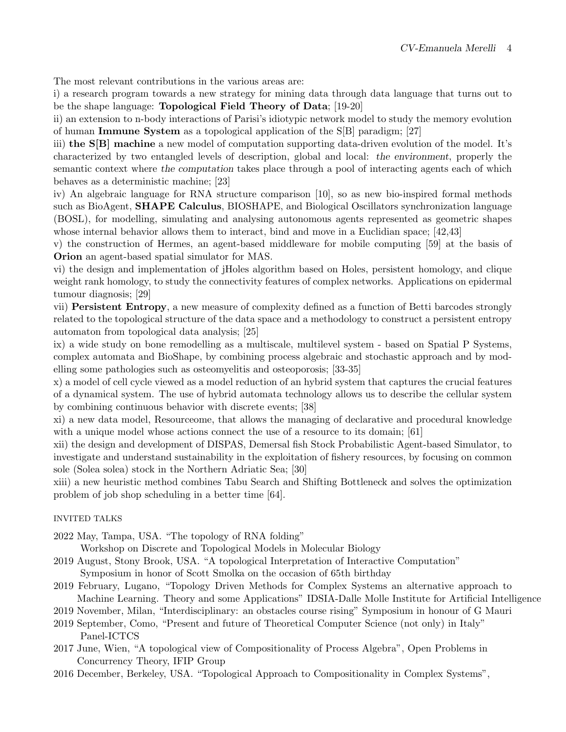The most relevant contributions in the various areas are:

i) a research program towards a new strategy for mining data through data language that turns out to be the shape language: **Topological Field Theory of Data**; [19-20]

ii) an extension to n-body interactions of Parisi's idiotypic network model to study the memory evolution of human **Immune System** as a topological application of the S[B] paradigm; [27]

iii) **the S[B] machine** a new model of computation supporting data-driven evolution of the model. It's characterized by two entangled levels of description, global and local: *the environment*, properly the semantic context where *the computation* takes place through a pool of interacting agents each of which behaves as a deterministic machine; [23]

iv) An algebraic language for RNA structure comparison [10], so as new bio-inspired formal methods such as BioAgent, **SHAPE Calculus**, BIOSHAPE, and Biological Oscillators synchronization language (BOSL), for modelling, simulating and analysing autonomous agents represented as geometric shapes whose internal behavior allows them to interact, bind and move in a Euclidian space; [42,43]

v) the construction of Hermes, an agent-based middleware for mobile computing [59] at the basis of **Orion** an agent-based spatial simulator for MAS.

vi) the design and implementation of jHoles algorithm based on Holes, persistent homology, and clique weight rank homology, to study the connectivity features of complex networks. Applications on epidermal tumour diagnosis; [29]

vii) **Persistent Entropy**, a new measure of complexity defined as a function of Betti barcodes strongly related to the topological structure of the data space and a methodology to construct a persistent entropy automaton from topological data analysis; [25]

ix) a wide study on bone remodelling as a multiscale, multilevel system - based on Spatial P Systems, complex automata and BioShape, by combining process algebraic and stochastic approach and by modelling some pathologies such as osteomyelitis and osteoporosis; [33-35]

x) a model of cell cycle viewed as a model reduction of an hybrid system that captures the crucial features of a dynamical system. The use of hybrid automata technology allows us to describe the cellular system by combining continuous behavior with discrete events; [38]

xi) a new data model, Resourceome, that allows the managing of declarative and procedural knowledge with a unique model whose actions connect the use of a resource to its domain; [61]

xii) the design and development of DISPAS, Demersal fish Stock Probabilistic Agent-based Simulator, to investigate and understand sustainability in the exploitation of fishery resources, by focusing on common sole (Solea solea) stock in the Northern Adriatic Sea; [30]

xiii) a new heuristic method combines Tabu Search and Shifting Bottleneck and solves the optimization problem of job shop scheduling in a better time [64].

## INVITED TALKS

2022 May, Tampa, USA. "The topology of RNA folding"
Workshop on Discrete and Topological Models in Molecular Biology

2019 August, Stony Brook, USA. "A topological Interpretation of Interactive Computation"
Symposium in honor of Scott Smolka on the occasion of 65th birthday

2019 February, Lugano, "Topology Driven Methods for Complex Systems an alternative approach to Machine Learning. Theory and some Applications" IDSIA-Dalle Molle Institute for Artificial Intelligence

2019 November, Milan, "Interdisciplinary: an obstacles course rising" Symposium in honour of G Mauri

2019 September, Como, "Present and future of Theoretical Computer Science (not only) in Italy"
Panel-ICTCS

2017 June, Wien, "A topological view of Compositionality of Process Algebra", Open Problems in Concurrency Theory, IFIP Group

2016 December, Berkeley, USA. "Topological Approach to Compositionality in Complex Systems",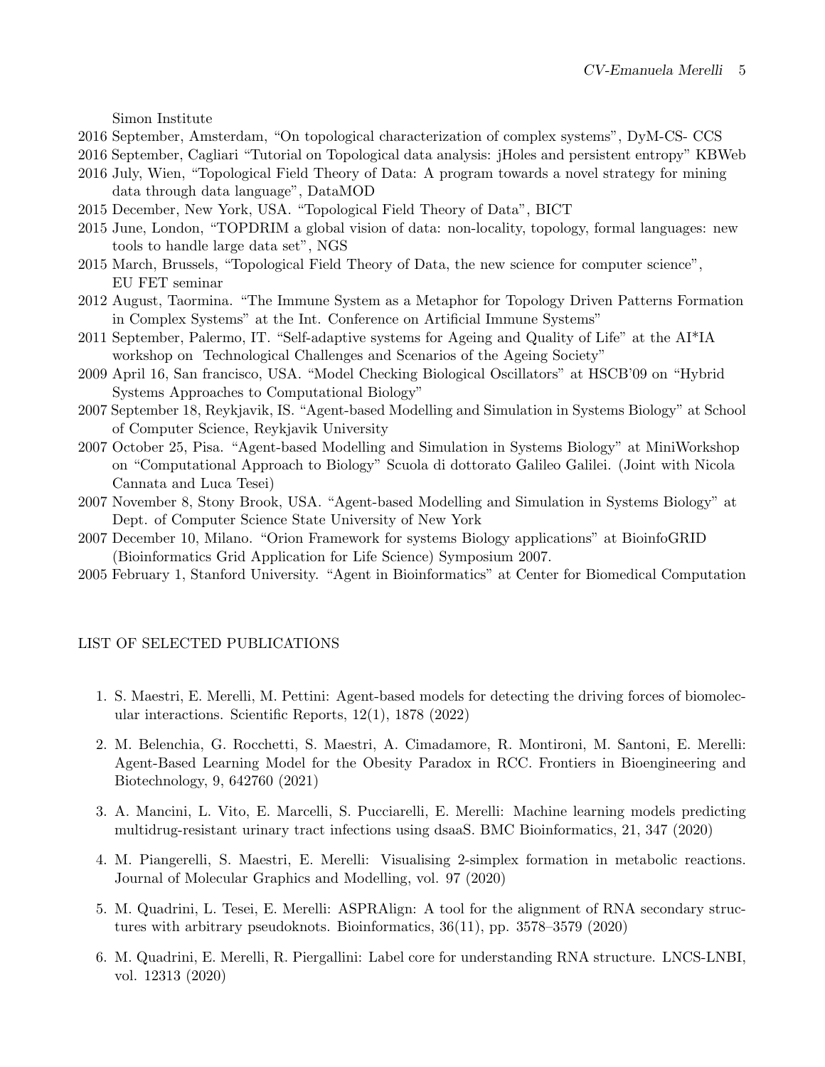Simon Institute

2016 September, Amsterdam, “On topological characterization of complex systems”, DyM-CS- CCS

2016 September, Cagliari “Tutorial on Topological data analysis: jHoles and persistent entropy” KBWeb

2016 July, Wien, “Topological Field Theory of Data: A program towards a novel strategy for mining data through data language”, DataMOD

2015 December, New York, USA. “Topological Field Theory of Data”, BICT

2015 June, London, “TOPDRIM a global vision of data: non-locality, topology, formal languages: new tools to handle large data set”, NGS

2015 March, Brussels, “Topological Field Theory of Data, the new science for computer science”, EU FET seminar

2012 August, Taormina. “The Immune System as a Metaphor for Topology Driven Patterns Formation in Complex Systems” at the Int. Conference on Artificial Immune Systems”

2011 September, Palermo, IT. “Self-adaptive systems for Ageing and Quality of Life” at the AI*IA workshop on Technological Challenges and Scenarios of the Ageing Society”

2009 April 16, San francisco, USA. “Model Checking Biological Oscillators” at HSCB’09 on “Hybrid Systems Approaches to Computational Biology”

2007 September 18, Reykjavik, IS. “Agent-based Modelling and Simulation in Systems Biology” at School of Computer Science, Reykjavik University

2007 October 25, Pisa. “Agent-based Modelling and Simulation in Systems Biology” at MiniWorkshop on “Computational Approach to Biology” Scuola di dottorato Galileo Galilei. (Joint with Nicola Cannata and Luca Tesei)

2007 November 8, Stony Brook, USA. “Agent-based Modelling and Simulation in Systems Biology” at Dept. of Computer Science State University of New York

2007 December 10, Milano. “Orion Framework for systems Biology applications” at BioinfoGRID (Bioinformatics Grid Application for Life Science) Symposium 2007.

2005 February 1, Stanford University. “Agent in Bioinformatics” at Center for Biomedical Computation

## LIST OF SELECTED PUBLICATIONS

1. S. Maestri, E. Merelli, M. Pettini: Agent-based models for detecting the driving forces of biomolecular interactions. Scientific Reports, 12(1), 1878 (2022)

2. M. Belenchia, G. Rocchetti, S. Maestri, A. Cimadamore, R. Montironi, M. Santoni, E. Merelli: Agent-Based Learning Model for the Obesity Paradox in RCC. Frontiers in Bioengineering and Biotechnology, 9, 642760 (2021)

3. A. Mancini, L. Vito, E. Marcelli, S. Pucciarelli, E. Merelli: Machine learning models predicting multidrug-resistant urinary tract infections using dsaaS. BMC Bioinformatics, 21, 347 (2020)

4. M. Piangerelli, S. Maestri, E. Merelli: Visualising 2-simplex formation in metabolic reactions. Journal of Molecular Graphics and Modelling, vol. 97 (2020)

5. M. Quadrini, L. Tesei, E. Merelli: ASPRAlign: A tool for the alignment of RNA secondary structures with arbitrary pseudoknots. Bioinformatics, 36(11), pp. 3578–3579 (2020)

6. M. Quadrini, E. Merelli, R. Piergallini: Label core for understanding RNA structure. LNCS-LNBI, vol. 12313 (2020)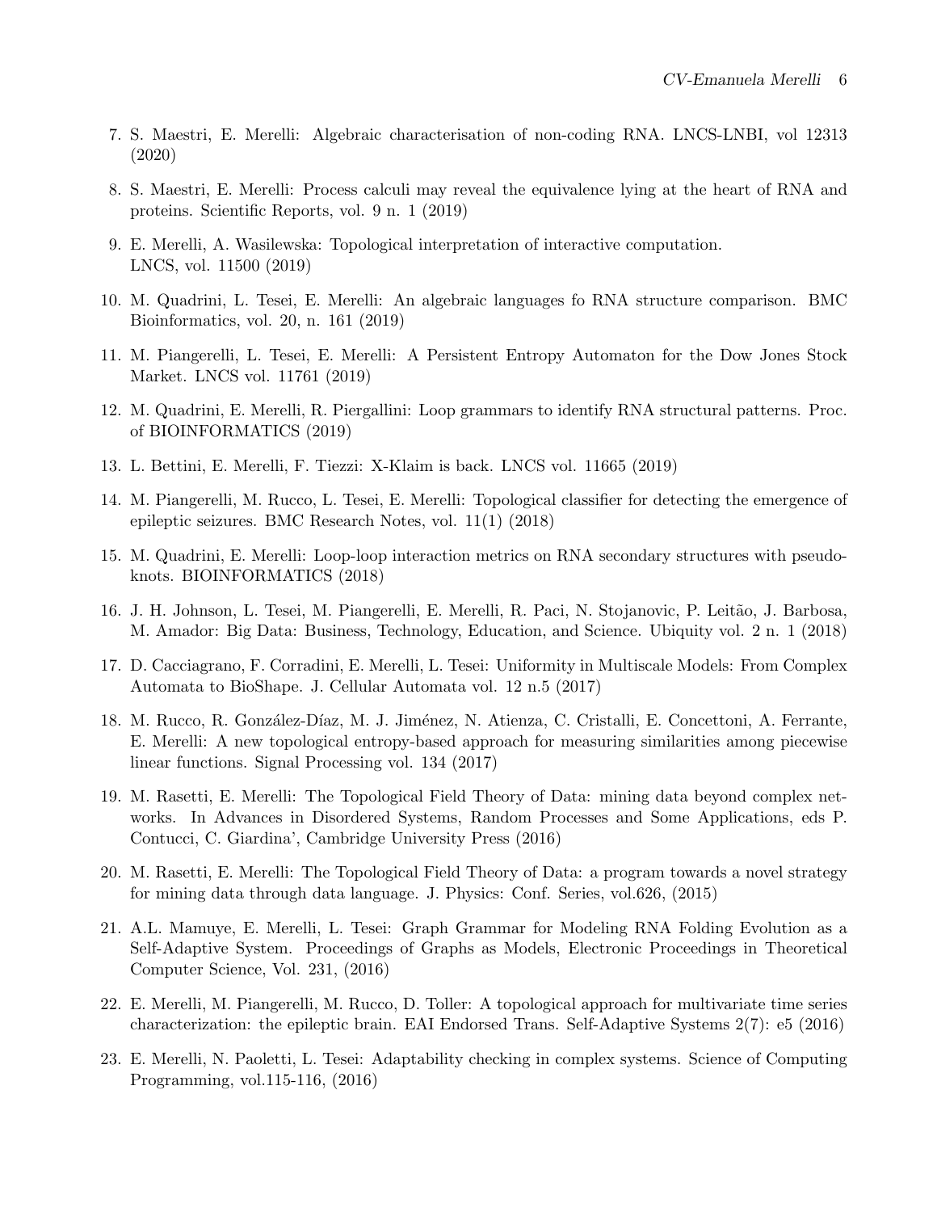7. S. Maestri, E. Merelli: Algebraic characterisation of non-coding RNA. LNCS-LNBI, vol 12313 (2020)
8. S. Maestri, E. Merelli: Process calculi may reveal the equivalence lying at the heart of RNA and proteins. Scientific Reports, vol. 9 n. 1 (2019)
9. E. Merelli, A. Wasilewska: Topological interpretation of interactive computation. LNCS, vol. 11500 (2019)
10. M. Quadrini, L. Tesei, E. Merelli: An algebraic languages fo RNA structure comparison. BMC Bioinformatics, vol. 20, n. 161 (2019)
11. M. Piangerelli, L. Tesei, E. Merelli: A Persistent Entropy Automaton for the Dow Jones Stock Market. LNCS vol. 11761 (2019)
12. M. Quadrini, E. Merelli, R. Piergallini: Loop grammars to identify RNA structural patterns. Proc. of BIOINFORMATICS (2019)
13. L. Bettini, E. Merelli, F. Tiezzi: X-Klaim is back. LNCS vol. 11665 (2019)
14. M. Piangerelli, M. Rucco, L. Tesei, E. Merelli: Topological classifier for detecting the emergence of epileptic seizures. BMC Research Notes, vol. 11(1) (2018)
15. M. Quadrini, E. Merelli: Loop-loop interaction metrics on RNA secondary structures with pseudoknots. BIOINFORMATICS (2018)
16. J. H. Johnson, L. Tesei, M. Piangerelli, E. Merelli, R. Paci, N. Stojanovic, P. Leitão, J. Barbosa, M. Amador: Big Data: Business, Technology, Education, and Science. Ubiquity vol. 2 n. 1 (2018)
17. D. Cacciagrano, F. Corradini, E. Merelli, L. Tesei: Uniformity in Multiscale Models: From Complex Automata to BioShape. J. Cellular Automata vol. 12 n.5 (2017)
18. M. Rucco, R. González-Díaz, M. J. Jiménez, N. Atienza, C. Cristalli, E. Concettoni, A. Ferrante, E. Merelli: A new topological entropy-based approach for measuring similarities among piecewise linear functions. Signal Processing vol. 134 (2017)
19. M. Rasetti, E. Merelli: The Topological Field Theory of Data: mining data beyond complex networks. In Advances in Disordered Systems, Random Processes and Some Applications, eds P. Contucci, C. Giardina', Cambridge University Press (2016)
20. M. Rasetti, E. Merelli: The Topological Field Theory of Data: a program towards a novel strategy for mining data through data language. J. Physics: Conf. Series, vol.626, (2015)
21. A.L. Mamuye, E. Merelli, L. Tesei: Graph Grammar for Modeling RNA Folding Evolution as a Self-Adaptive System. Proceedings of Graphs as Models, Electronic Proceedings in Theoretical Computer Science, Vol. 231, (2016)
22. E. Merelli, M. Piangerelli, M. Rucco, D. Toller: A topological approach for multivariate time series characterization: the epileptic brain. EAI Endorsed Trans. Self-Adaptive Systems 2(7): e5 (2016)
23. E. Merelli, N. Paoletti, L. Tesei: Adaptability checking in complex systems. Science of Computing Programming, vol.115-116, (2016)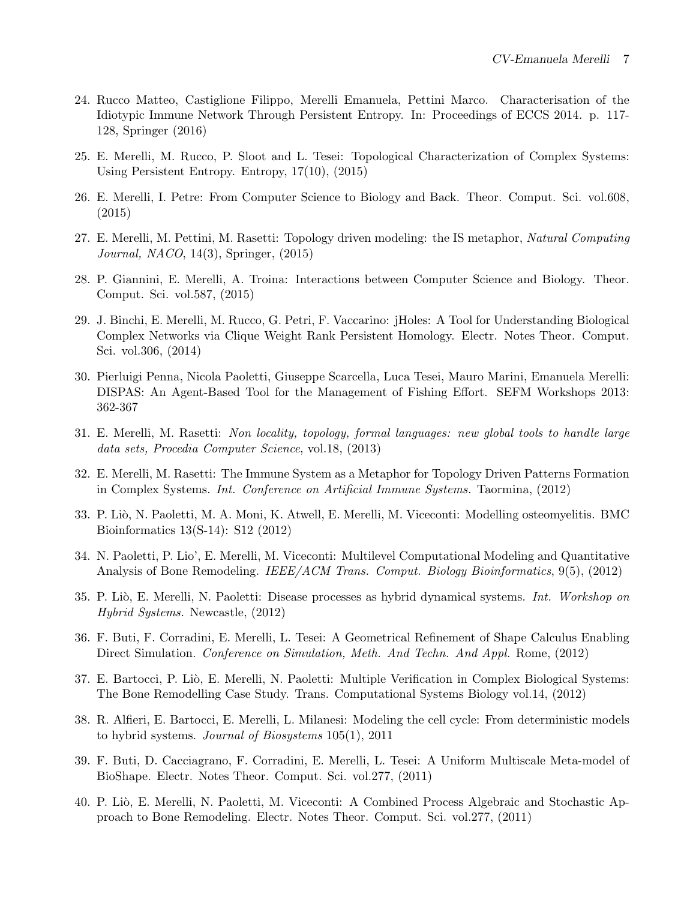24. Rucco Matteo, Castiglione Filippo, Merelli Emanuela, Pettini Marco. Characterisation of the Idiotypic Immune Network Through Persistent Entropy. In: Proceedings of ECCS 2014. p. 117-128, Springer (2016)

25. E. Merelli, M. Rucco, P. Sloot and L. Tesei: Topological Characterization of Complex Systems: Using Persistent Entropy. Entropy, 17(10), (2015)

26. E. Merelli, I. Petre: From Computer Science to Biology and Back. Theor. Comput. Sci. vol.608, (2015)

27. E. Merelli, M. Pettini, M. Rasetti: Topology driven modeling: the IS metaphor, *Natural Computing Journal, NACO*, 14(3), Springer, (2015)

28. P. Giannini, E. Merelli, A. Troina: Interactions between Computer Science and Biology. Theor. Comput. Sci. vol.587, (2015)

29. J. Binchi, E. Merelli, M. Rucco, G. Petri, F. Vaccarino: jHoles: A Tool for Understanding Biological Complex Networks via Clique Weight Rank Persistent Homology. Electr. Notes Theor. Comput. Sci. vol.306, (2014)

30. Pierluigi Penna, Nicola Paoletti, Giuseppe Scarcella, Luca Tesei, Mauro Marini, Emanuela Merelli: DISPAS: An Agent-Based Tool for the Management of Fishing Effort. SEFM Workshops 2013: 362-367

31. E. Merelli, M. Rasetti: *Non locality, topology, formal languages: new global tools to handle large data sets, Procedia Computer Science*, vol.18, (2013)

32. E. Merelli, M. Rasetti: The Immune System as a Metaphor for Topology Driven Patterns Formation in Complex Systems. *Int. Conference on Artificial Immune Systems.* Taormina, (2012)

33. P. Liò, N. Paoletti, M. A. Moni, K. Atwell, E. Merelli, M. Viceconti: Modelling osteomyelitis. BMC Bioinformatics 13(S-14): S12 (2012)

34. N. Paoletti, P. Lio', E. Merelli, M. Viceconti: Multilevel Computational Modeling and Quantitative Analysis of Bone Remodeling. *IEEE/ACM Trans. Comput. Biology Bioinformatics*, 9(5), (2012)

35. P. Liò, E. Merelli, N. Paoletti: Disease processes as hybrid dynamical systems. *Int. Workshop on Hybrid Systems.* Newcastle, (2012)

36. F. Buti, F. Corradini, E. Merelli, L. Tesei: A Geometrical Refinement of Shape Calculus Enabling Direct Simulation. *Conference on Simulation, Meth. And Techn. And Appl.* Rome, (2012)

37. E. Bartocci, P. Liò, E. Merelli, N. Paoletti: Multiple Verification in Complex Biological Systems: The Bone Remodelling Case Study. Trans. Computational Systems Biology vol.14, (2012)

38. R. Alfieri, E. Bartocci, E. Merelli, L. Milanesi: Modeling the cell cycle: From deterministic models to hybrid systems. *Journal of Biosystems* 105(1), 2011

39. F. Buti, D. Cacciagrano, F. Corradini, E. Merelli, L. Tesei: A Uniform Multiscale Meta-model of BioShape. Electr. Notes Theor. Comput. Sci. vol.277, (2011)

40. P. Liò, E. Merelli, N. Paoletti, M. Viceconti: A Combined Process Algebraic and Stochastic Approach to Bone Remodeling. Electr. Notes Theor. Comput. Sci. vol.277, (2011)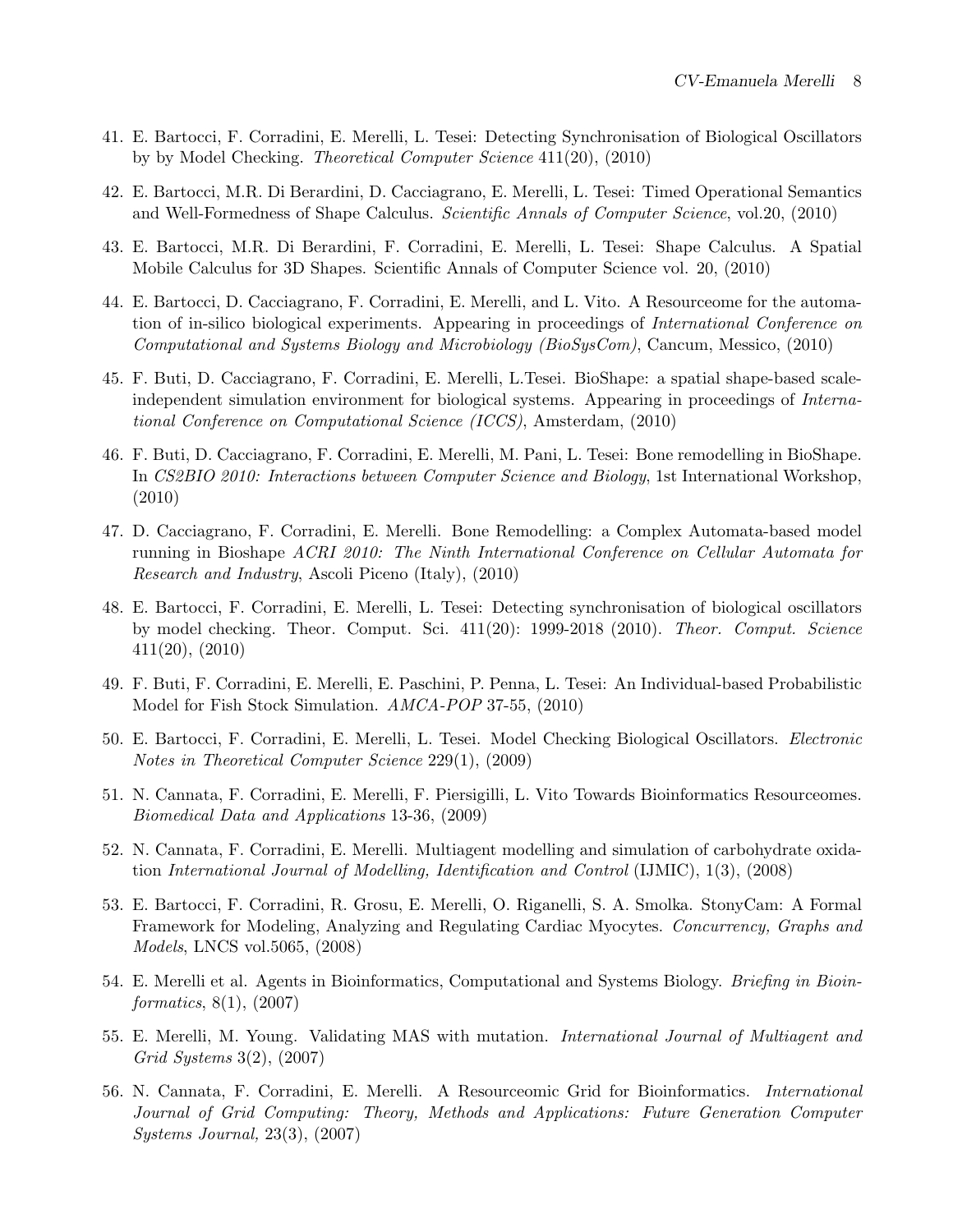41. E. Bartocci, F. Corradini, E. Merelli, L. Tesei: Detecting Synchronisation of Biological Oscillators by by Model Checking. *Theoretical Computer Science* 411(20), (2010)

42. E. Bartocci, M.R. Di Berardini, D. Cacciagrano, E. Merelli, L. Tesei: Timed Operational Semantics and Well-Formedness of Shape Calculus. *Scientific Annals of Computer Science*, vol.20, (2010)

43. E. Bartocci, M.R. Di Berardini, F. Corradini, E. Merelli, L. Tesei: Shape Calculus. A Spatial Mobile Calculus for 3D Shapes. Scientific Annals of Computer Science vol. 20, (2010)

44. E. Bartocci, D. Cacciagrano, F. Corradini, E. Merelli, and L. Vito. A Resourceome for the automation of in-silico biological experiments. Appearing in proceedings of *International Conference on Computational and Systems Biology and Microbiology (BioSysCom)*, Cancum, Messico, (2010)

45. F. Buti, D. Cacciagrano, F. Corradini, E. Merelli, L.Tesei. BioShape: a spatial shape-based scale-independent simulation environment for biological systems. Appearing in proceedings of *International Conference on Computational Science (ICCS)*, Amsterdam, (2010)

46. F. Buti, D. Cacciagrano, F. Corradini, E. Merelli, M. Pani, L. Tesei: Bone remodelling in BioShape. In *CS2BIO 2010: Interactions between Computer Science and Biology*, 1st International Workshop, (2010)

47. D. Cacciagrano, F. Corradini, E. Merelli. Bone Remodelling: a Complex Automata-based model running in Bioshape *ACRI 2010: The Ninth International Conference on Cellular Automata for Research and Industry*, Ascoli Piceno (Italy), (2010)

48. E. Bartocci, F. Corradini, E. Merelli, L. Tesei: Detecting synchronisation of biological oscillators by model checking. Theor. Comput. Sci. 411(20): 1999-2018 (2010). *Theor. Comput. Science* 411(20), (2010)

49. F. Buti, F. Corradini, E. Merelli, E. Paschini, P. Penna, L. Tesei: An Individual-based Probabilistic Model for Fish Stock Simulation. *AMCA-POP* 37-55, (2010)

50. E. Bartocci, F. Corradini, E. Merelli, L. Tesei. Model Checking Biological Oscillators. *Electronic Notes in Theoretical Computer Science* 229(1), (2009)

51. N. Cannata, F. Corradini, E. Merelli, F. Piersigilli, L. Vito Towards Bioinformatics Resourceomes. *Biomedical Data and Applications* 13-36, (2009)

52. N. Cannata, F. Corradini, E. Merelli. Multiagent modelling and simulation of carbohydrate oxidation *International Journal of Modelling, Identification and Control* (IJMIC), 1(3), (2008)

53. E. Bartocci, F. Corradini, R. Grosu, E. Merelli, O. Riganelli, S. A. Smolka. StonyCam: A Formal Framework for Modeling, Analyzing and Regulating Cardiac Myocytes. *Concurrency, Graphs and Models*, LNCS vol.5065, (2008)

54. E. Merelli et al. Agents in Bioinformatics, Computational and Systems Biology. *Briefing in Bioinformatics*, 8(1), (2007)

55. E. Merelli, M. Young. Validating MAS with mutation. *International Journal of Multiagent and Grid Systems* 3(2), (2007)

56. N. Cannata, F. Corradini, E. Merelli. A Resourceomic Grid for Bioinformatics. *International Journal of Grid Computing: Theory, Methods and Applications: Future Generation Computer Systems Journal,* 23(3), (2007)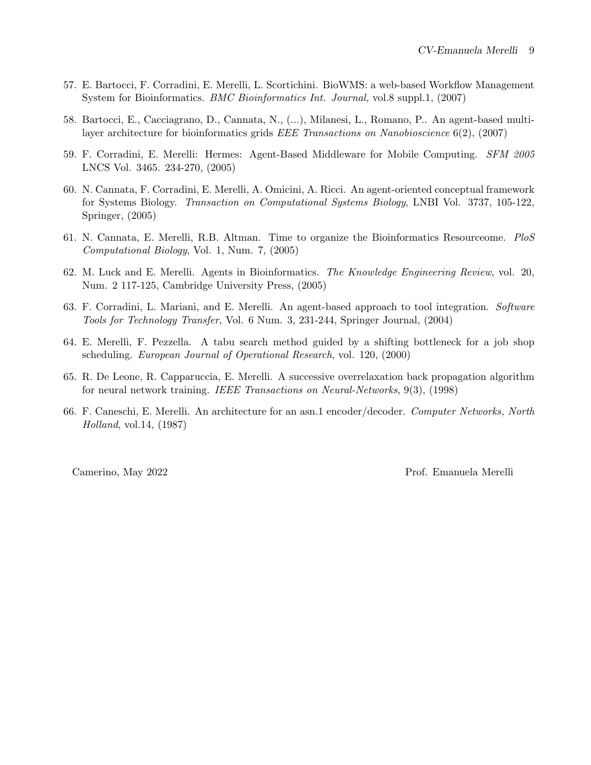57. E. Bartocci, F. Corradini, E. Merelli, L. Scortichini. BioWMS: a web-based Workflow Management System for Bioinformatics. *BMC Bioinformatics Int. Journal,* vol.8 suppl.1, (2007)

58. Bartocci, E., Cacciagrano, D., Cannata, N., (...), Milanesi, L., Romano, P.. An agent-based multi-layer architecture for bioinformatics grids *EEE Transactions on Nanobioscience* 6(2), (2007)

59. F. Corradini, E. Merelli: Hermes: Agent-Based Middleware for Mobile Computing. *SFM 2005* LNCS Vol. 3465. 234-270, (2005)

60. N. Cannata, F. Corradini, E. Merelli, A. Omicini, A. Ricci. An agent-oriented conceptual framework for Systems Biology. *Transaction on Computational Systems Biology*, LNBI Vol. 3737, 105-122, Springer, (2005)

61. N. Cannata, E. Merelli, R.B. Altman. Time to organize the Bioinformatics Resourceome. *PloS Computational Biology*, Vol. 1, Num. 7, (2005)

62. M. Luck and E. Merelli. Agents in Bioinformatics. *The Knowledge Engineering Review*, vol. 20, Num. 2 117-125, Cambridge University Press, (2005)

63. F. Corradini, L. Mariani, and E. Merelli. An agent-based approach to tool integration. *Software Tools for Technology Transfer*, Vol. 6 Num. 3, 231-244, Springer Journal, (2004)

64. E. Merelli, F. Pezzella. A tabu search method guided by a shifting bottleneck for a job shop scheduling. *European Journal of Operational Research*, vol. 120, (2000)

65. R. De Leone, R. Capparuccia, E. Merelli. A successive overrelaxation back propagation algorithm for neural network training. *IEEE Transactions on Neural-Networks*, 9(3), (1998)

66. F. Caneschi, E. Merelli. An architecture for an asn.1 encoder/decoder. *Computer Networks, North Holland*, vol.14, (1987)

Camerino, May 2022

Prof. Emanuela Merelli